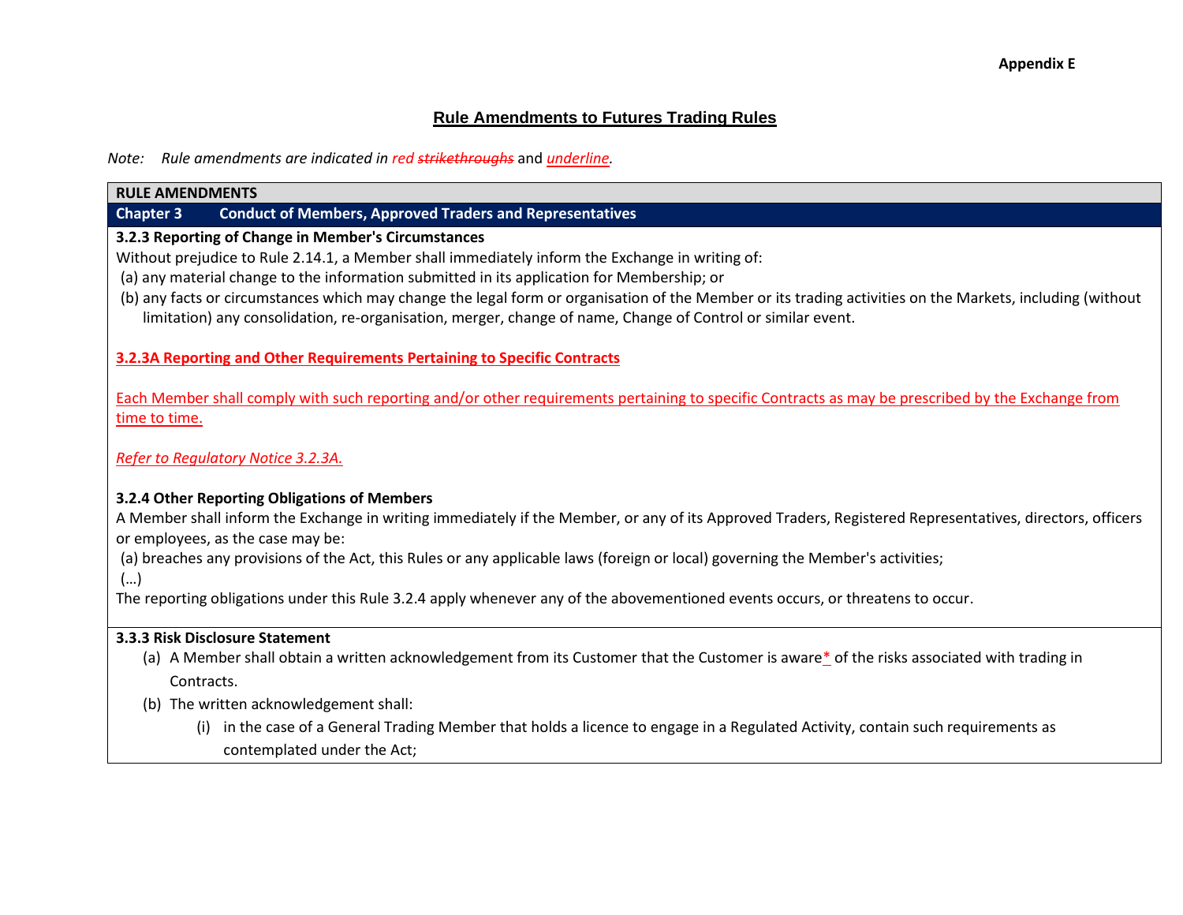**Appendix E**

# Rule Amendments to Futures Trading Rules

*Note: Rule amendments are indicated in red ~~strikethroughs~~ and <u>underline</u>.*

**RULE AMENDMENTS**

**Chapter 3 Conduct of Members, Approved Traders and Representatives**

**3.2.3 Reporting of Change in Member's Circumstances**

Without prejudice to Rule 2.14.1, a Member shall immediately inform the Exchange in writing of:

(a) any material change to the information submitted in its application for Membership; or

(b) any facts or circumstances which may change the legal form or organisation of the Member or its trading activities on the Markets, including (without limitation) any consolidation, re-organisation, merger, change of name, Change of Control or similar event.

<u>**3.2.3A Reporting and Other Requirements Pertaining to Specific Contracts**</u>

<u>Each Member shall comply with such reporting and/or other requirements pertaining to specific Contracts as may be prescribed by the Exchange from time to time.</u>

<u>*Refer to Regulatory Notice 3.2.3A.*</u>

**3.2.4 Other Reporting Obligations of Members**

A Member shall inform the Exchange in writing immediately if the Member, or any of its Approved Traders, Registered Representatives, directors, officers or employees, as the case may be:

(a) breaches any provisions of the Act, this Rules or any applicable laws (foreign or local) governing the Member's activities;

(…)

The reporting obligations under this Rule 3.2.4 apply whenever any of the abovementioned events occurs, or threatens to occur.

**3.3.3 Risk Disclosure Statement**

(a) A Member shall obtain a written acknowledgement from its Customer that the Customer is aware<u>*</u> of the risks associated with trading in Contracts.

(b) The written acknowledgement shall:

(i) in the case of a General Trading Member that holds a licence to engage in a Regulated Activity, contain such requirements as contemplated under the Act;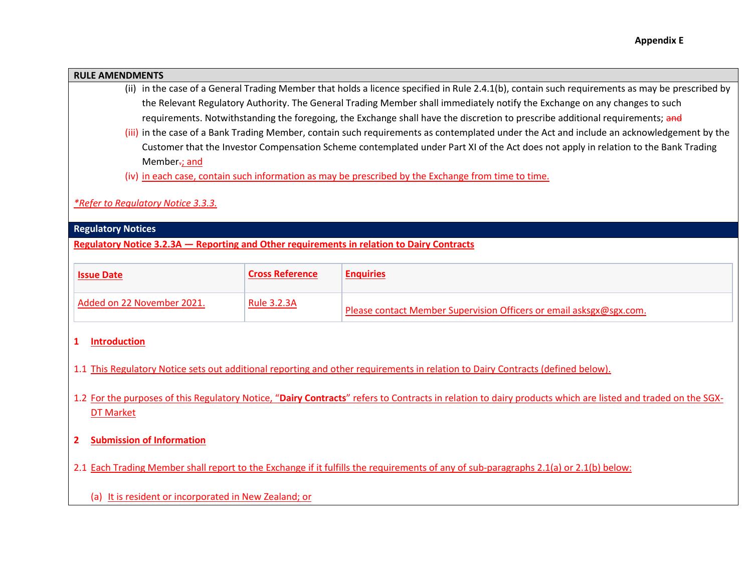**Appendix E**

**RULE AMENDMENTS**

(ii) in the case of a General Trading Member that holds a licence specified in Rule 2.4.1(b), contain such requirements as may be prescribed by the Relevant Regulatory Authority. The General Trading Member shall immediately notify the Exchange on any changes to such requirements. Notwithstanding the foregoing, the Exchange shall have the discretion to prescribe additional requirements; ~~and~~

(iii) in the case of a Bank Trading Member, contain such requirements as contemplated under the Act and include an acknowledgement by the Customer that the Investor Compensation Scheme contemplated under Part XI of the Act does not apply in relation to the Bank Trading Member~~.~~; and

(iv) in each case, contain such information as may be prescribed by the Exchange from time to time.

*\*Refer to Regulatory Notice 3.3.3.*

**Regulatory Notices**

**Regulatory Notice 3.2.3A — Reporting and Other requirements in relation to Dairy Contracts**

| Issue Date | Cross Reference | Enquiries |
|---|---|---|
| Added on 22 November 2021. | Rule 3.2.3A | Please contact Member Supervision Officers or email asksgx@sgx.com. |

**1 Introduction**

1.1 This Regulatory Notice sets out additional reporting and other requirements in relation to Dairy Contracts (defined below).

1.2 For the purposes of this Regulatory Notice, "**Dairy Contracts**" refers to Contracts in relation to dairy products which are listed and traded on the SGX-DT Market

**2 Submission of Information**

2.1 Each Trading Member shall report to the Exchange if it fulfills the requirements of any of sub-paragraphs 2.1(a) or 2.1(b) below:

(a) It is resident or incorporated in New Zealand; or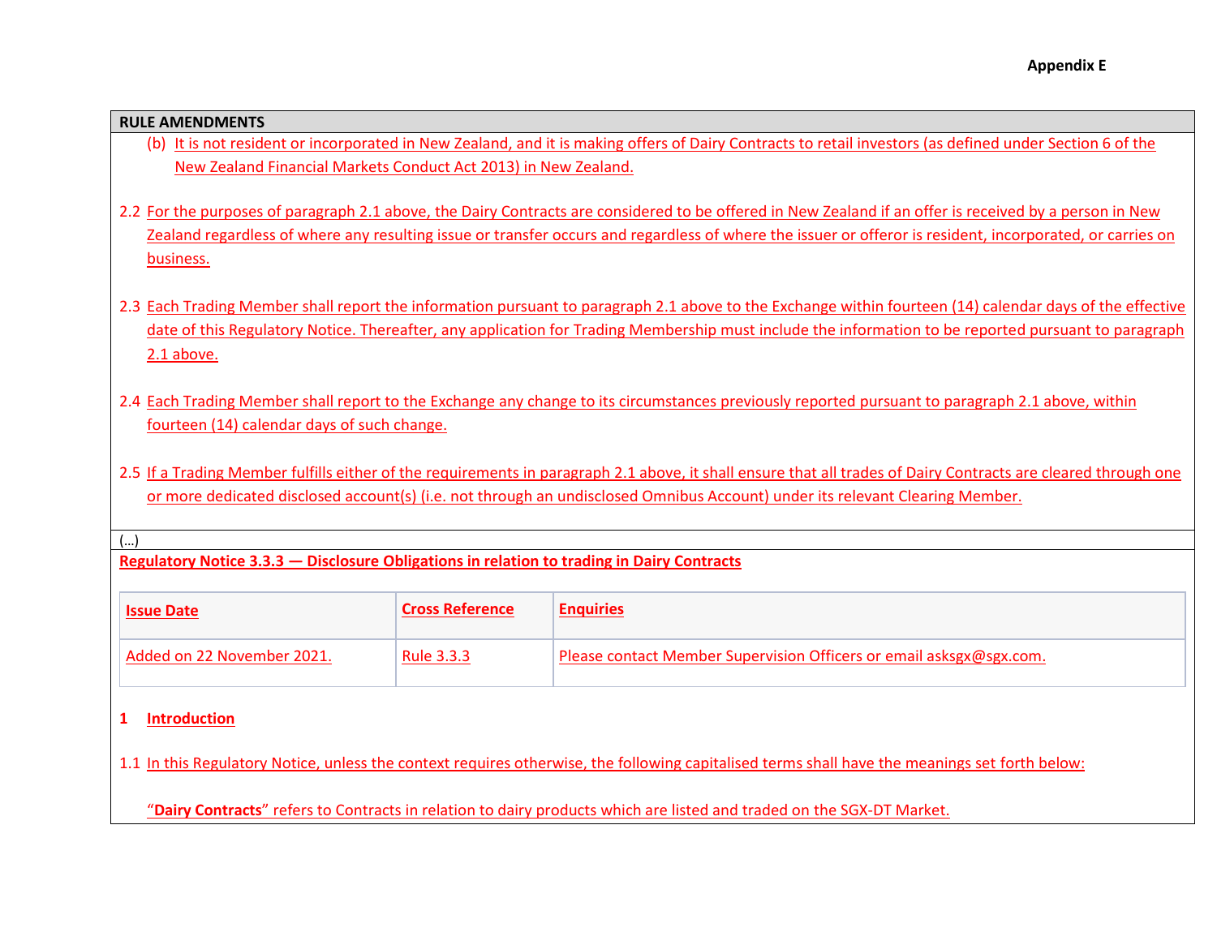Appendix E

**RULE AMENDMENTS**

(b) It is not resident or incorporated in New Zealand, and it is making offers of Dairy Contracts to retail investors (as defined under Section 6 of the New Zealand Financial Markets Conduct Act 2013) in New Zealand.

2.2 For the purposes of paragraph 2.1 above, the Dairy Contracts are considered to be offered in New Zealand if an offer is received by a person in New Zealand regardless of where any resulting issue or transfer occurs and regardless of where the issuer or offeror is resident, incorporated, or carries on business.

2.3 Each Trading Member shall report the information pursuant to paragraph 2.1 above to the Exchange within fourteen (14) calendar days of the effective date of this Regulatory Notice. Thereafter, any application for Trading Membership must include the information to be reported pursuant to paragraph 2.1 above.

2.4 Each Trading Member shall report to the Exchange any change to its circumstances previously reported pursuant to paragraph 2.1 above, within fourteen (14) calendar days of such change.

2.5 If a Trading Member fulfills either of the requirements in paragraph 2.1 above, it shall ensure that all trades of Dairy Contracts are cleared through one or more dedicated disclosed account(s) (i.e. not through an undisclosed Omnibus Account) under its relevant Clearing Member.

(…)

**Regulatory Notice 3.3.3 — Disclosure Obligations in relation to trading in Dairy Contracts**

| **Issue Date** | **Cross Reference** | **Enquiries** |
|---|---|---|
| Added on 22 November 2021. | Rule 3.3.3 | Please contact Member Supervision Officers or email asksgx@sgx.com. |

**1 Introduction**

1.1 In this Regulatory Notice, unless the context requires otherwise, the following capitalised terms shall have the meanings set forth below:

"**Dairy Contracts**" refers to Contracts in relation to dairy products which are listed and traded on the SGX-DT Market.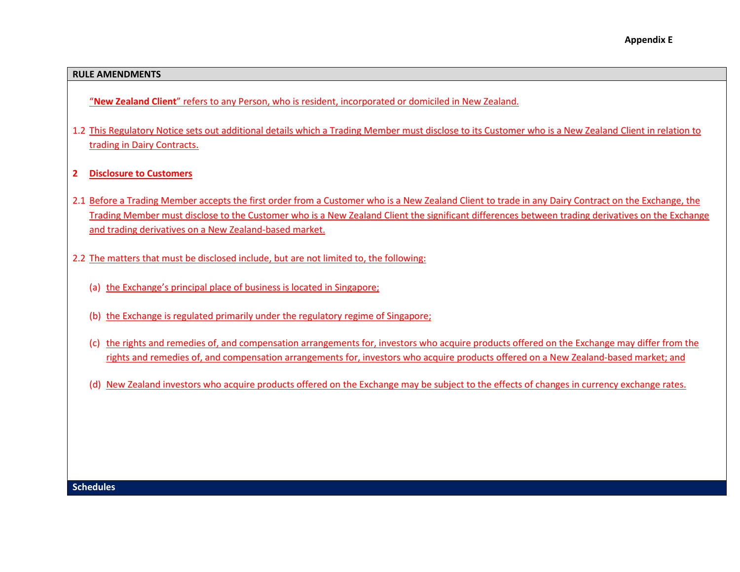**Appendix E**

**RULE AMENDMENTS**

"**New Zealand Client**" refers to any Person, who is resident, incorporated or domiciled in New Zealand.

1.2 This Regulatory Notice sets out additional details which a Trading Member must disclose to its Customer who is a New Zealand Client in relation to trading in Dairy Contracts.

**2 Disclosure to Customers**

2.1 Before a Trading Member accepts the first order from a Customer who is a New Zealand Client to trade in any Dairy Contract on the Exchange, the Trading Member must disclose to the Customer who is a New Zealand Client the significant differences between trading derivatives on the Exchange and trading derivatives on a New Zealand-based market.

2.2 The matters that must be disclosed include, but are not limited to, the following:

(a) the Exchange's principal place of business is located in Singapore;

(b) the Exchange is regulated primarily under the regulatory regime of Singapore;

(c) the rights and remedies of, and compensation arrangements for, investors who acquire products offered on the Exchange may differ from the rights and remedies of, and compensation arrangements for, investors who acquire products offered on a New Zealand-based market; and

(d) New Zealand investors who acquire products offered on the Exchange may be subject to the effects of changes in currency exchange rates.

**Schedules**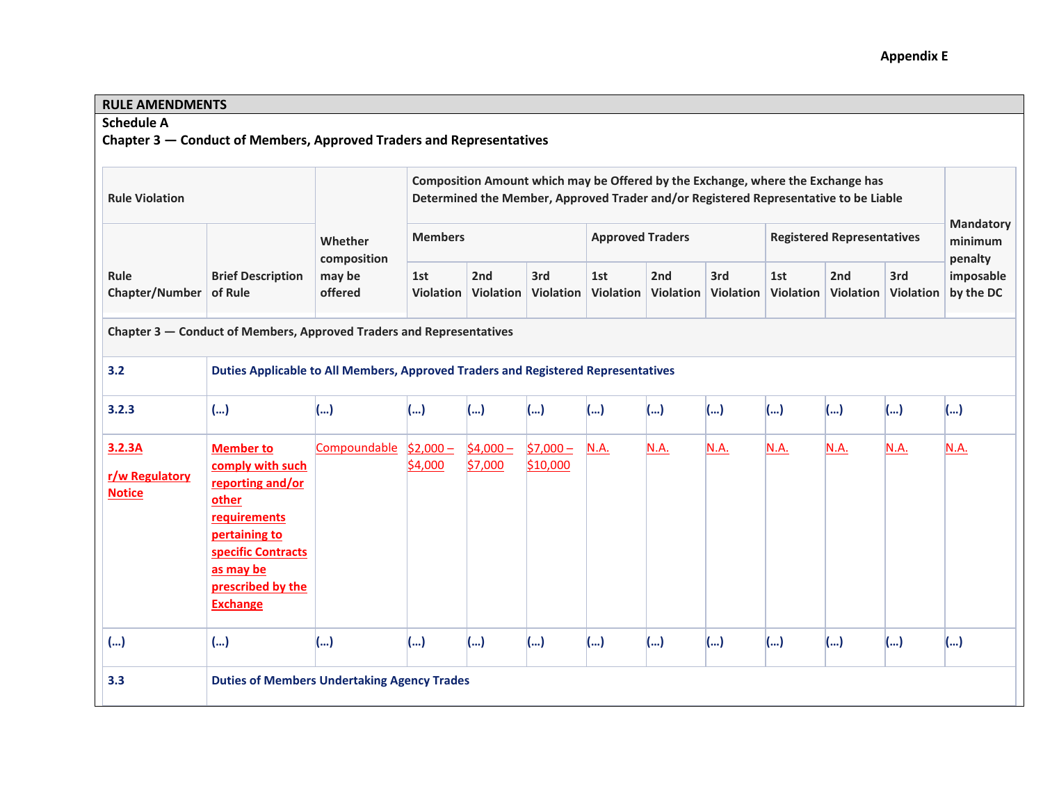Appendix E

**RULE AMENDMENTS**

**Schedule A**

**Chapter 3 — Conduct of Members, Approved Traders and Representatives**

| Rule Violation | | Whether composition may be offered | Composition Amount which may be Offered by the Exchange, where the Exchange has Determined the Member, Approved Trader and/or Registered Representative to be Liable | | | | | | | | | Mandatory minimum penalty imposable by the DC |
|---|---|---|---|---|---|---|---|---|---|---|---|---|
| | | | Members | | | Approved Traders | | | Registered Representatives | | | |
| Rule Chapter/Number | Brief Description of Rule | | 1st Violation | 2nd Violation | 3rd Violation | 1st Violation | 2nd Violation | 3rd Violation | 1st Violation | 2nd Violation | 3rd Violation | |
| **Chapter 3 — Conduct of Members, Approved Traders and Representatives** | | | | | | | | | | | | |
| **3.2** | **Duties Applicable to All Members, Approved Traders and Registered Representatives** | | | | | | | | | | | |
| **3.2.3** | **(…)** | **(…)** | **(…)** | **(…)** | **(…)** | **(…)** | **(…)** | **(…)** | **(…)** | **(…)** | **(…)** | **(…)** |
| **3.2.3A r/w Regulatory Notice** | **Member to comply with such reporting and/or other requirements pertaining to specific Contracts as may be prescribed by the Exchange** | Compoundable | $2,000 – $4,000 | $4,000 – $7,000 | $7,000 – $10,000 | N.A. | N.A. | N.A. | N.A. | N.A. | N.A. | N.A. |
| **(…)** | **(…)** | **(…)** | **(…)** | **(…)** | **(…)** | **(…)** | **(…)** | **(…)** | **(…)** | **(…)** | **(…)** | **(…)** |
| **3.3** | **Duties of Members Undertaking Agency Trades** | | | | | | | | | | | |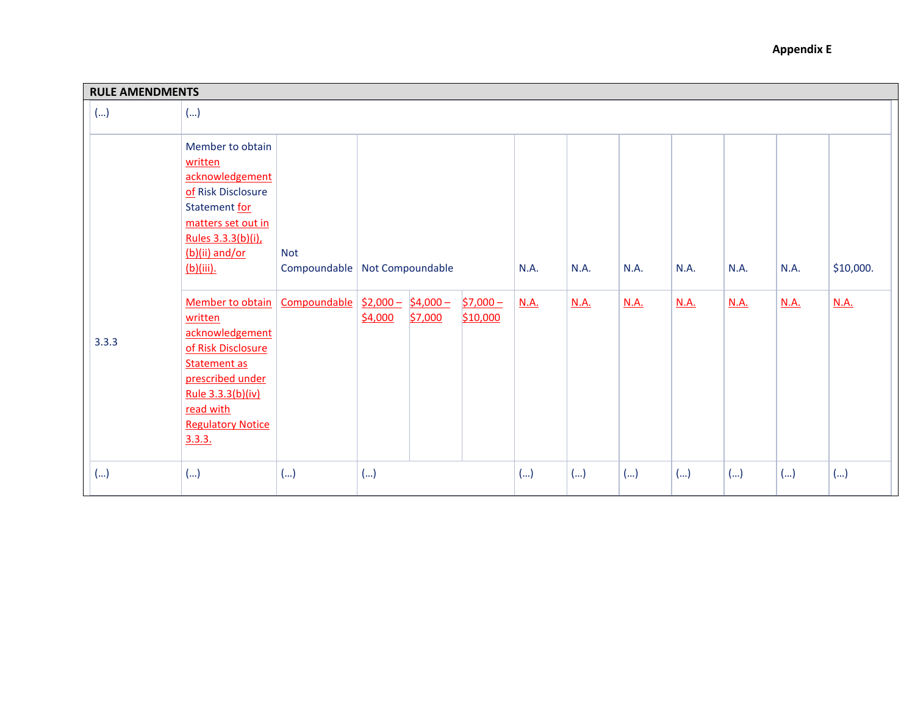**Appendix E**

| RULE AMENDMENTS | | | | | | | | | | | | | |
|---|---|---|---|---|---|---|---|---|---|---|---|---|---|
| (...) | (...) | | | | | | | | | | | | |
| 3.3.3 | Member to obtain written acknowledgement of Risk Disclosure Statement for matters set out in Rules 3.3.3(b)(i), (b)(ii) and/or (b)(iii). | Not Compoundable | Not Compoundable | | | N.A. | N.A. | N.A. | N.A. | N.A. | N.A. | $10,000. |
| | Member to obtain written acknowledgement of Risk Disclosure Statement as prescribed under Rule 3.3.3(b)(iv) read with Regulatory Notice 3.3.3. | Compoundable | $2,000 – $4,000 | $4,000 – $7,000 | $7,000 – $10,000 | N.A. | N.A. | N.A. | N.A. | N.A. | N.A. | N.A. |
| (...) | (...) | (...) | (...) | | | (...) | (...) | (...) | (...) | (...) | (...) | (...) |